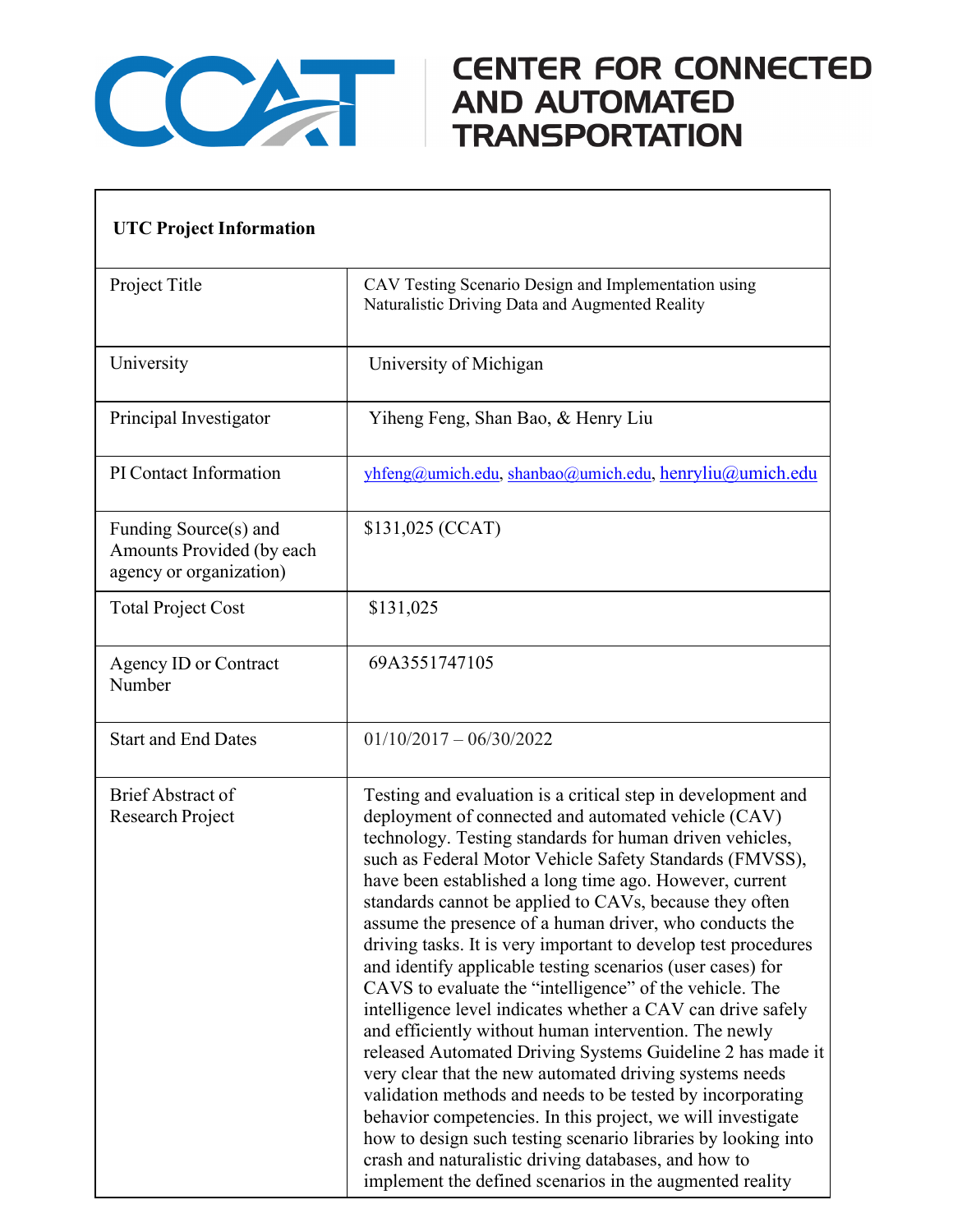# CENTER FOR CONNECTED AND AUTOMATED TRANSPORTATION

| UTC Project Information | |
|---|---|
| Project Title | CAV Testing Scenario Design and Implementation using Naturalistic Driving Data and Augmented Reality |
| University | University of Michigan |
| Principal Investigator | Yiheng Feng, Shan Bao, & Henry Liu |
| PI Contact Information | yhfeng@umich.edu, shanbao@umich.edu, henryliu@umich.edu |
| Funding Source(s) and Amounts Provided (by each agency or organization) | $131,025 (CCAT) |
| Total Project Cost | $131,025 |
| Agency ID or Contract Number | 69A3551747105 |
| Start and End Dates | 01/10/2017 – 06/30/2022 |
| Brief Abstract of Research Project | Testing and evaluation is a critical step in development and deployment of connected and automated vehicle (CAV) technology. Testing standards for human driven vehicles, such as Federal Motor Vehicle Safety Standards (FMVSS), have been established a long time ago. However, current standards cannot be applied to CAVs, because they often assume the presence of a human driver, who conducts the driving tasks. It is very important to develop test procedures and identify applicable testing scenarios (user cases) for CAVS to evaluate the "intelligence" of the vehicle. The intelligence level indicates whether a CAV can drive safely and efficiently without human intervention. The newly released Automated Driving Systems Guideline 2 has made it very clear that the new automated driving systems needs validation methods and needs to be tested by incorporating behavior competencies. In this project, we will investigate how to design such testing scenario libraries by looking into crash and naturalistic driving databases, and how to implement the defined scenarios in the augmented reality |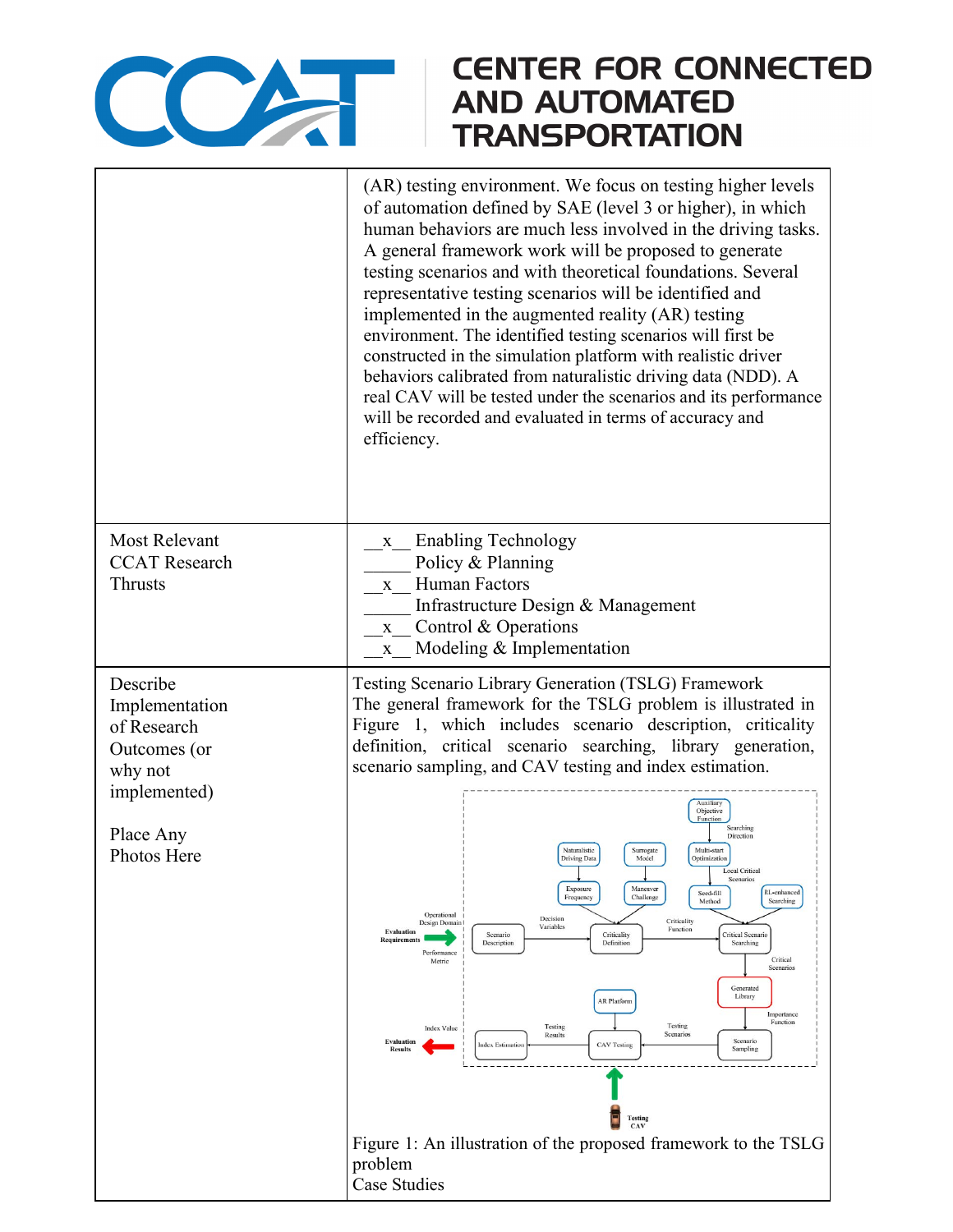| | |
|---|---|
| | (AR) testing environment. We focus on testing higher levels of automation defined by SAE (level 3 or higher), in which human behaviors are much less involved in the driving tasks. A general framework work will be proposed to generate testing scenarios and with theoretical foundations. Several representative testing scenarios will be identified and implemented in the augmented reality (AR) testing environment. The identified testing scenarios will first be constructed in the simulation platform with realistic driver behaviors calibrated from naturalistic driving data (NDD). A real CAV will be tested under the scenarios and its performance will be recorded and evaluated in terms of accuracy and efficiency. |
| Most Relevant CCAT Research Thrusts | \_\_x\_\_ Enabling Technology<br>\_\_\_\_\_ Policy & Planning<br>\_\_x\_\_ Human Factors<br>\_\_\_\_\_ Infrastructure Design & Management<br>\_\_x\_\_ Control & Operations<br>\_\_x\_\_ Modeling & Implementation |
| Describe Implementation of Research Outcomes (or why not implemented)<br><br>Place Any Photos Here | Testing Scenario Library Generation (TSLG) Framework<br>The general framework for the TSLG problem is illustrated in Figure 1, which includes scenario description, criticality definition, critical scenario searching, library generation, scenario sampling, and CAV testing and index estimation.<br><br>Figure 1: An illustration of the proposed framework to the TSLG problem<br>Case Studies |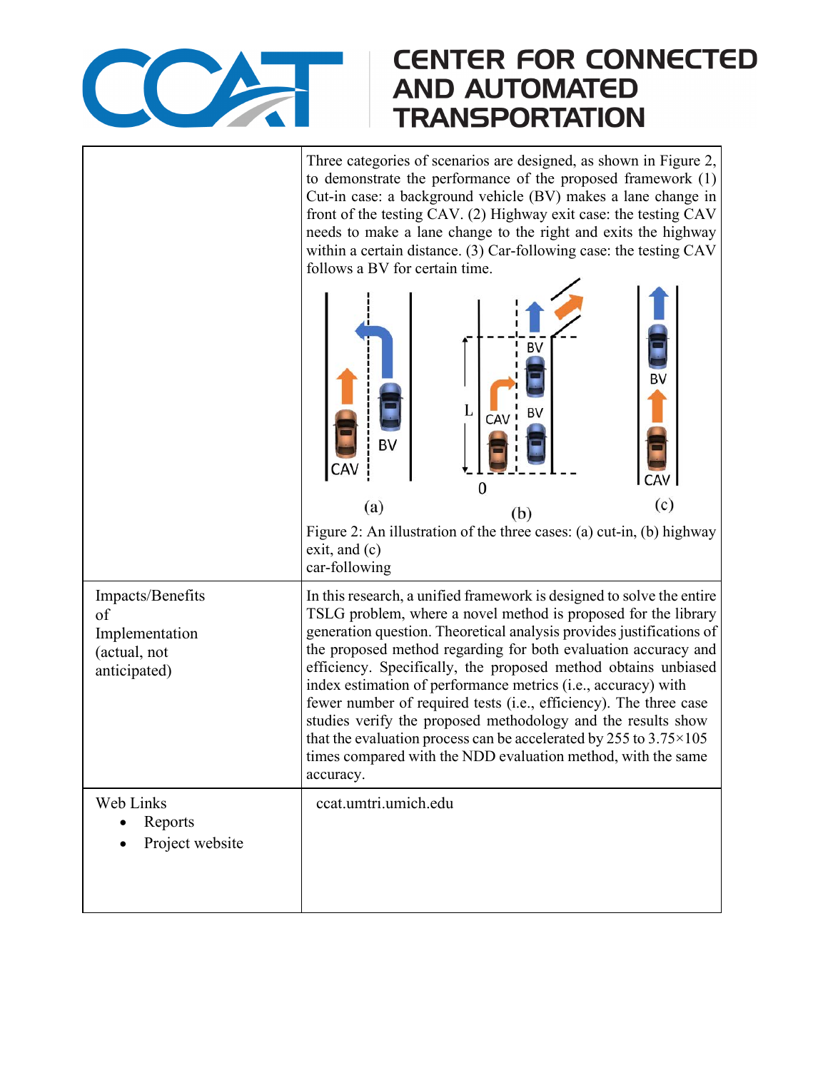| | |
|---|---|
| | Three categories of scenarios are designed, as shown in Figure 2, to demonstrate the performance of the proposed framework (1) Cut-in case: a background vehicle (BV) makes a lane change in front of the testing CAV. (2) Highway exit case: the testing CAV needs to make a lane change to the right and exits the highway within a certain distance. (3) Car-following case: the testing CAV follows a BV for certain time.<br><br>CAV BV (a) L CAV BV BV 0 (b) BV CAV (c)<br><br>Figure 2: An illustration of the three cases: (a) cut-in, (b) highway exit, and (c) car-following |
| Impacts/Benefits of Implementation (actual, not anticipated) | In this research, a unified framework is designed to solve the entire TSLG problem, where a novel method is proposed for the library generation question. Theoretical analysis provides justifications of the proposed method regarding for both evaluation accuracy and efficiency. Specifically, the proposed method obtains unbiased index estimation of performance metrics (i.e., accuracy) with fewer number of required tests (i.e., efficiency). The three case studies verify the proposed methodology and the results show that the evaluation process can be accelerated by 255 to 3.75×105 times compared with the NDD evaluation method, with the same accuracy. |
| Web Links<br>• Reports<br>• Project website | ccat.umtri.umich.edu |